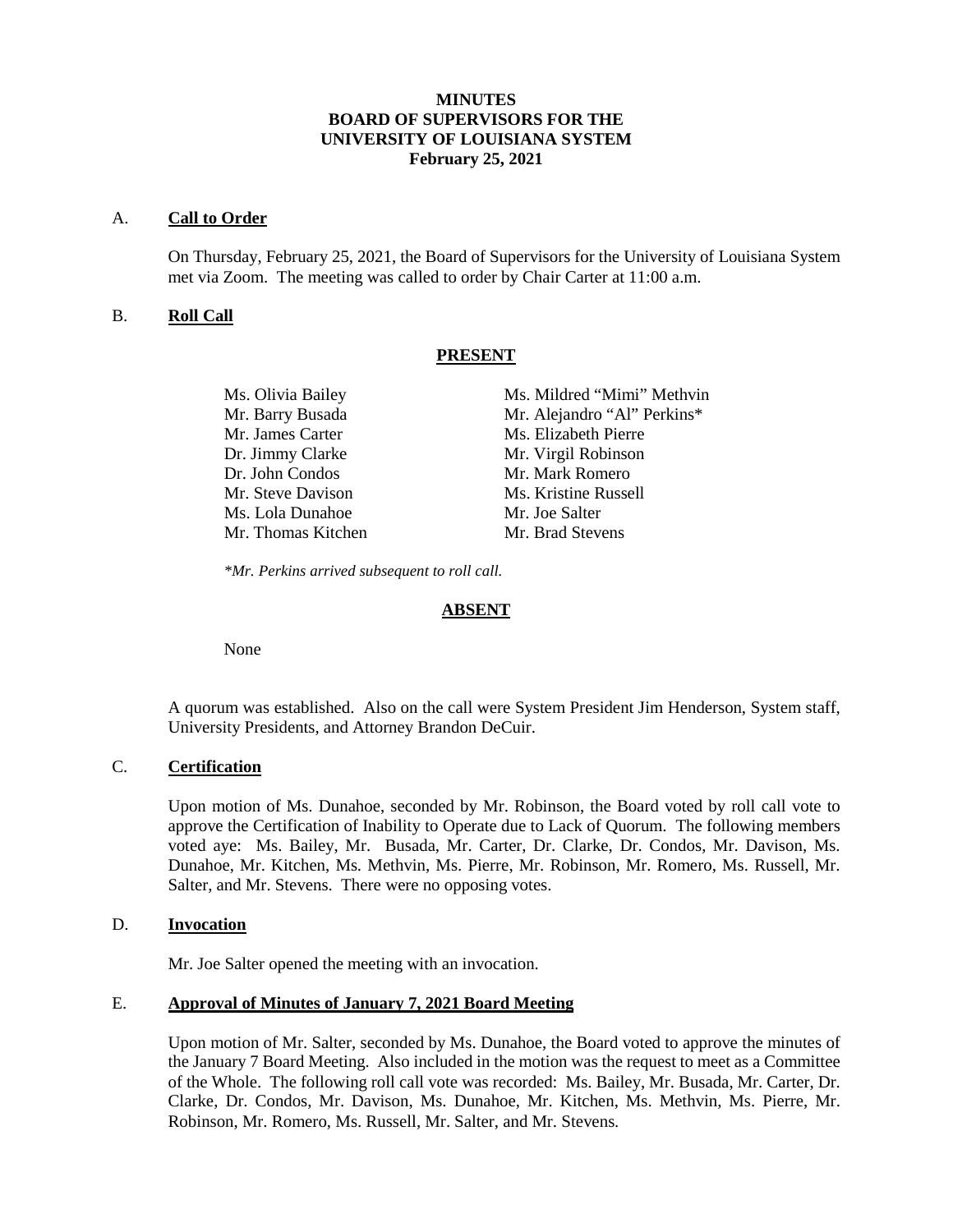# MINUTES
# BOARD OF SUPERVISORS FOR THE UNIVERSITY OF LOUISIANA SYSTEM
## February 25, 2021

A. **Call to Order**

On Thursday, February 25, 2021, the Board of Supervisors for the University of Louisiana System met via Zoom. The meeting was called to order by Chair Carter at 11:00 a.m.

B. **Roll Call**

**PRESENT**

| | |
|---|---|
| Ms. Olivia Bailey | Ms. Mildred "Mimi" Methvin |
| Mr. Barry Busada | Mr. Alejandro "Al" Perkins* |
| Mr. James Carter | Ms. Elizabeth Pierre |
| Dr. Jimmy Clarke | Mr. Virgil Robinson |
| Dr. John Condos | Mr. Mark Romero |
| Mr. Steve Davison | Ms. Kristine Russell |
| Ms. Lola Dunahoe | Mr. Joe Salter |
| Mr. Thomas Kitchen | Mr. Brad Stevens |

*\*Mr. Perkins arrived subsequent to roll call.*

**ABSENT**

None

A quorum was established. Also on the call were System President Jim Henderson, System staff, University Presidents, and Attorney Brandon DeCuir.

C. **Certification**

Upon motion of Ms. Dunahoe, seconded by Mr. Robinson, the Board voted by roll call vote to approve the Certification of Inability to Operate due to Lack of Quorum. The following members voted aye: Ms. Bailey, Mr. Busada, Mr. Carter, Dr. Clarke, Dr. Condos, Mr. Davison, Ms. Dunahoe, Mr. Kitchen, Ms. Methvin, Ms. Pierre, Mr. Robinson, Mr. Romero, Ms. Russell, Mr. Salter, and Mr. Stevens. There were no opposing votes.

D. **Invocation**

Mr. Joe Salter opened the meeting with an invocation.

E. **Approval of Minutes of January 7, 2021 Board Meeting**

Upon motion of Mr. Salter, seconded by Ms. Dunahoe, the Board voted to approve the minutes of the January 7 Board Meeting. Also included in the motion was the request to meet as a Committee of the Whole. The following roll call vote was recorded: Ms. Bailey, Mr. Busada, Mr. Carter, Dr. Clarke, Dr. Condos, Mr. Davison, Ms. Dunahoe, Mr. Kitchen, Ms. Methvin, Ms. Pierre, Mr. Robinson, Mr. Romero, Ms. Russell, Mr. Salter, and Mr. Stevens.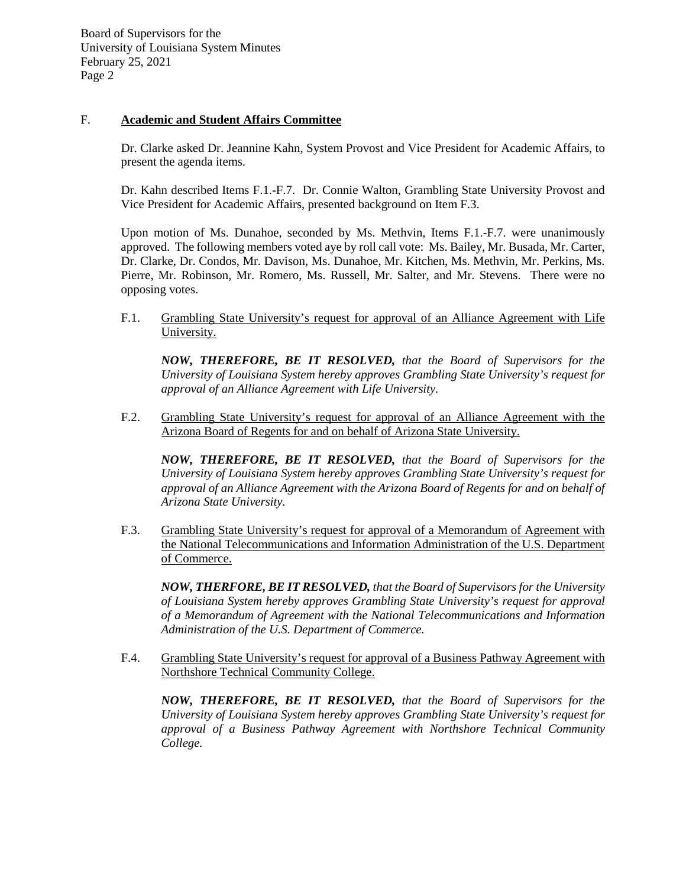## F. **Academic and Student Affairs Committee**

Dr. Clarke asked Dr. Jeannine Kahn, System Provost and Vice President for Academic Affairs, to present the agenda items.

Dr. Kahn described Items F.1.-F.7. Dr. Connie Walton, Grambling State University Provost and Vice President for Academic Affairs, presented background on Item F.3.

Upon motion of Ms. Dunahoe, seconded by Ms. Methvin, Items F.1.-F.7. were unanimously approved. The following members voted aye by roll call vote: Ms. Bailey, Mr. Busada, Mr. Carter, Dr. Clarke, Dr. Condos, Mr. Davison, Ms. Dunahoe, Mr. Kitchen, Ms. Methvin, Mr. Perkins, Ms. Pierre, Mr. Robinson, Mr. Romero, Ms. Russell, Mr. Salter, and Mr. Stevens. There were no opposing votes.

F.1. Grambling State University's request for approval of an Alliance Agreement with Life University.

***NOW, THEREFORE, BE IT RESOLVED,*** *that the Board of Supervisors for the University of Louisiana System hereby approves Grambling State University's request for approval of an Alliance Agreement with Life University.*

F.2. Grambling State University's request for approval of an Alliance Agreement with the Arizona Board of Regents for and on behalf of Arizona State University.

***NOW, THEREFORE, BE IT RESOLVED,*** *that the Board of Supervisors for the University of Louisiana System hereby approves Grambling State University's request for approval of an Alliance Agreement with the Arizona Board of Regents for and on behalf of Arizona State University.*

F.3. Grambling State University's request for approval of a Memorandum of Agreement with the National Telecommunications and Information Administration of the U.S. Department of Commerce.

***NOW, THERFORE, BE IT RESOLVED,*** *that the Board of Supervisors for the University of Louisiana System hereby approves Grambling State University's request for approval of a Memorandum of Agreement with the National Telecommunications and Information Administration of the U.S. Department of Commerce.*

F.4. Grambling State University's request for approval of a Business Pathway Agreement with Northshore Technical Community College.

***NOW, THEREFORE, BE IT RESOLVED,*** *that the Board of Supervisors for the University of Louisiana System hereby approves Grambling State University's request for approval of a Business Pathway Agreement with Northshore Technical Community College.*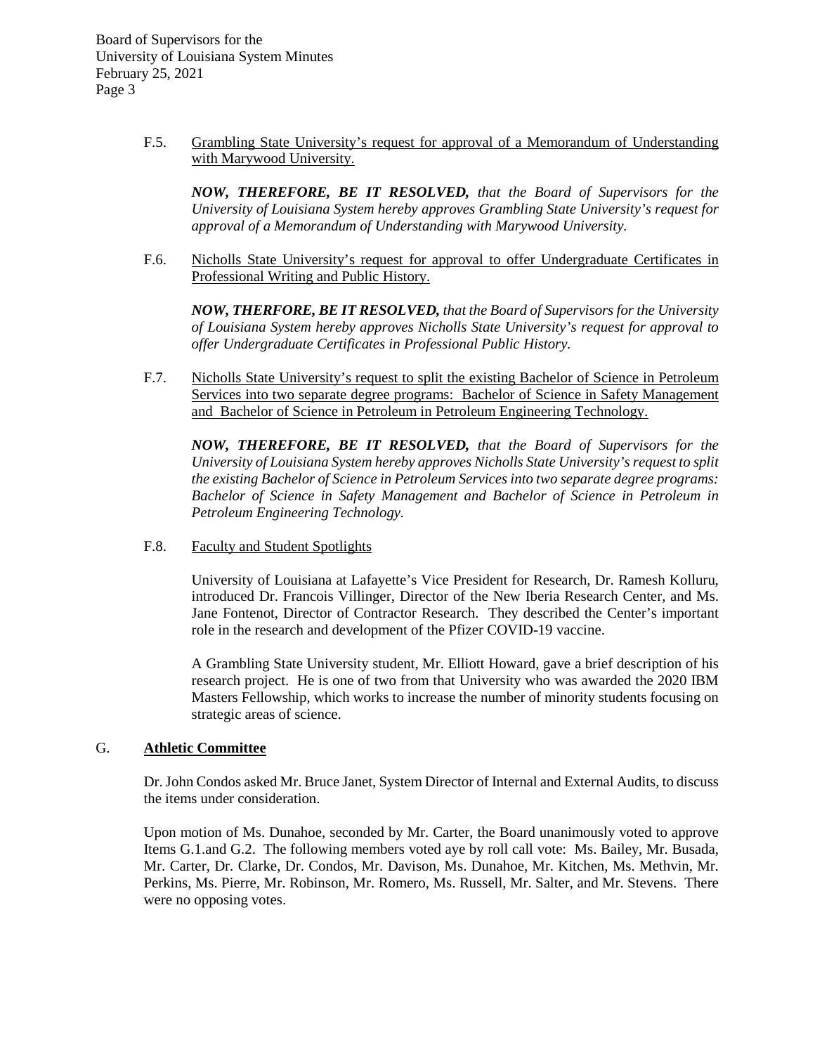F.5. Grambling State University's request for approval of a Memorandum of Understanding with Marywood University.

***NOW, THEREFORE, BE IT RESOLVED,*** *that the Board of Supervisors for the University of Louisiana System hereby approves Grambling State University's request for approval of a Memorandum of Understanding with Marywood University.*

F.6. Nicholls State University's request for approval to offer Undergraduate Certificates in Professional Writing and Public History.

***NOW, THERFORE, BE IT RESOLVED,*** *that the Board of Supervisors for the University of Louisiana System hereby approves Nicholls State University's request for approval to offer Undergraduate Certificates in Professional Public History.*

F.7. Nicholls State University's request to split the existing Bachelor of Science in Petroleum Services into two separate degree programs: Bachelor of Science in Safety Management and Bachelor of Science in Petroleum in Petroleum Engineering Technology.

***NOW, THEREFORE, BE IT RESOLVED,*** *that the Board of Supervisors for the University of Louisiana System hereby approves Nicholls State University's request to split the existing Bachelor of Science in Petroleum Services into two separate degree programs: Bachelor of Science in Safety Management and Bachelor of Science in Petroleum in Petroleum Engineering Technology.*

F.8. Faculty and Student Spotlights

University of Louisiana at Lafayette's Vice President for Research, Dr. Ramesh Kolluru, introduced Dr. Francois Villinger, Director of the New Iberia Research Center, and Ms. Jane Fontenot, Director of Contractor Research. They described the Center's important role in the research and development of the Pfizer COVID-19 vaccine.

A Grambling State University student, Mr. Elliott Howard, gave a brief description of his research project. He is one of two from that University who was awarded the 2020 IBM Masters Fellowship, which works to increase the number of minority students focusing on strategic areas of science.

## G. Athletic Committee

Dr. John Condos asked Mr. Bruce Janet, System Director of Internal and External Audits, to discuss the items under consideration.

Upon motion of Ms. Dunahoe, seconded by Mr. Carter, the Board unanimously voted to approve Items G.1.and G.2. The following members voted aye by roll call vote: Ms. Bailey, Mr. Busada, Mr. Carter, Dr. Clarke, Dr. Condos, Mr. Davison, Ms. Dunahoe, Mr. Kitchen, Ms. Methvin, Mr. Perkins, Ms. Pierre, Mr. Robinson, Mr. Romero, Ms. Russell, Mr. Salter, and Mr. Stevens. There were no opposing votes.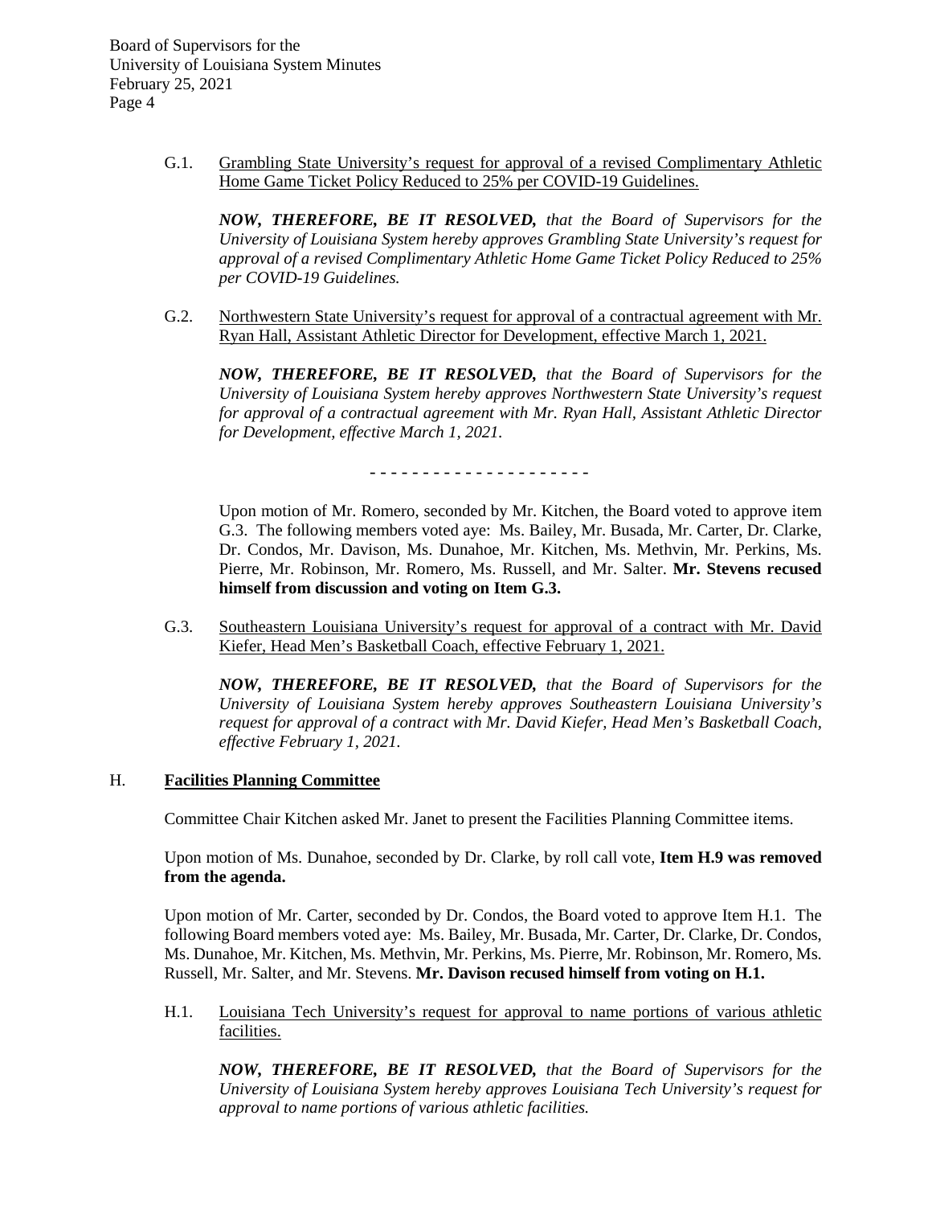G.1. Grambling State University's request for approval of a revised Complimentary Athletic Home Game Ticket Policy Reduced to 25% per COVID-19 Guidelines.

***NOW, THEREFORE, BE IT RESOLVED,*** *that the Board of Supervisors for the University of Louisiana System hereby approves Grambling State University's request for approval of a revised Complimentary Athletic Home Game Ticket Policy Reduced to 25% per COVID-19 Guidelines.*

G.2. Northwestern State University's request for approval of a contractual agreement with Mr. Ryan Hall, Assistant Athletic Director for Development, effective March 1, 2021.

***NOW, THEREFORE, BE IT RESOLVED,*** *that the Board of Supervisors for the University of Louisiana System hereby approves Northwestern State University's request for approval of a contractual agreement with Mr. Ryan Hall, Assistant Athletic Director for Development, effective March 1, 2021.*

- - - - - - - - - - - - - - - - - - - - -

Upon motion of Mr. Romero, seconded by Mr. Kitchen, the Board voted to approve item G.3. The following members voted aye: Ms. Bailey, Mr. Busada, Mr. Carter, Dr. Clarke, Dr. Condos, Mr. Davison, Ms. Dunahoe, Mr. Kitchen, Ms. Methvin, Mr. Perkins, Ms. Pierre, Mr. Robinson, Mr. Romero, Ms. Russell, and Mr. Salter. **Mr. Stevens recused himself from discussion and voting on Item G.3.**

G.3. Southeastern Louisiana University's request for approval of a contract with Mr. David Kiefer, Head Men's Basketball Coach, effective February 1, 2021.

***NOW, THEREFORE, BE IT RESOLVED,*** *that the Board of Supervisors for the University of Louisiana System hereby approves Southeastern Louisiana University's request for approval of a contract with Mr. David Kiefer, Head Men's Basketball Coach, effective February 1, 2021.*

## H. Facilities Planning Committee

Committee Chair Kitchen asked Mr. Janet to present the Facilities Planning Committee items.

Upon motion of Ms. Dunahoe, seconded by Dr. Clarke, by roll call vote, **Item H.9 was removed from the agenda.**

Upon motion of Mr. Carter, seconded by Dr. Condos, the Board voted to approve Item H.1. The following Board members voted aye: Ms. Bailey, Mr. Busada, Mr. Carter, Dr. Clarke, Dr. Condos, Ms. Dunahoe, Mr. Kitchen, Ms. Methvin, Mr. Perkins, Ms. Pierre, Mr. Robinson, Mr. Romero, Ms. Russell, Mr. Salter, and Mr. Stevens. **Mr. Davison recused himself from voting on H.1.**

H.1. Louisiana Tech University's request for approval to name portions of various athletic facilities.

***NOW, THEREFORE, BE IT RESOLVED,*** *that the Board of Supervisors for the University of Louisiana System hereby approves Louisiana Tech University's request for approval to name portions of various athletic facilities.*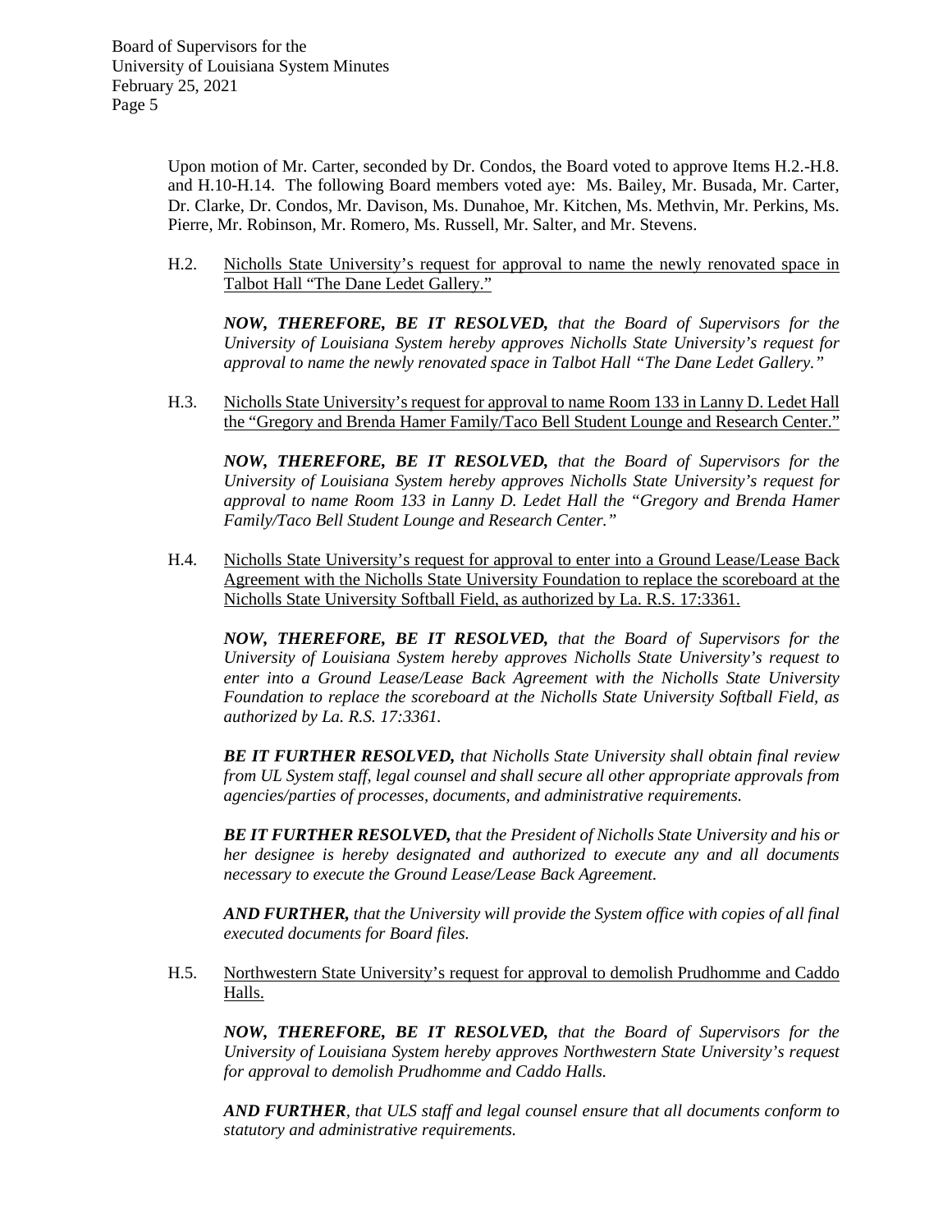Upon motion of Mr. Carter, seconded by Dr. Condos, the Board voted to approve Items H.2.-H.8. and H.10-H.14. The following Board members voted aye: Ms. Bailey, Mr. Busada, Mr. Carter, Dr. Clarke, Dr. Condos, Mr. Davison, Ms. Dunahoe, Mr. Kitchen, Ms. Methvin, Mr. Perkins, Ms. Pierre, Mr. Robinson, Mr. Romero, Ms. Russell, Mr. Salter, and Mr. Stevens.

H.2. Nicholls State University's request for approval to name the newly renovated space in Talbot Hall "The Dane Ledet Gallery."

***NOW, THEREFORE, BE IT RESOLVED,*** *that the Board of Supervisors for the University of Louisiana System hereby approves Nicholls State University's request for approval to name the newly renovated space in Talbot Hall "The Dane Ledet Gallery."*

H.3. Nicholls State University's request for approval to name Room 133 in Lanny D. Ledet Hall the "Gregory and Brenda Hamer Family/Taco Bell Student Lounge and Research Center."

***NOW, THEREFORE, BE IT RESOLVED,*** *that the Board of Supervisors for the University of Louisiana System hereby approves Nicholls State University's request for approval to name Room 133 in Lanny D. Ledet Hall the "Gregory and Brenda Hamer Family/Taco Bell Student Lounge and Research Center."*

H.4. Nicholls State University's request for approval to enter into a Ground Lease/Lease Back Agreement with the Nicholls State University Foundation to replace the scoreboard at the Nicholls State University Softball Field, as authorized by La. R.S. 17:3361.

***NOW, THEREFORE, BE IT RESOLVED,*** *that the Board of Supervisors for the University of Louisiana System hereby approves Nicholls State University's request to enter into a Ground Lease/Lease Back Agreement with the Nicholls State University Foundation to replace the scoreboard at the Nicholls State University Softball Field, as authorized by La. R.S. 17:3361.*

***BE IT FURTHER RESOLVED,*** *that Nicholls State University shall obtain final review from UL System staff, legal counsel and shall secure all other appropriate approvals from agencies/parties of processes, documents, and administrative requirements.*

***BE IT FURTHER RESOLVED,*** *that the President of Nicholls State University and his or her designee is hereby designated and authorized to execute any and all documents necessary to execute the Ground Lease/Lease Back Agreement.*

***AND FURTHER,*** *that the University will provide the System office with copies of all final executed documents for Board files.*

H.5. Northwestern State University's request for approval to demolish Prudhomme and Caddo Halls.

***NOW, THEREFORE, BE IT RESOLVED,*** *that the Board of Supervisors for the University of Louisiana System hereby approves Northwestern State University's request for approval to demolish Prudhomme and Caddo Halls.*

***AND FURTHER****, that ULS staff and legal counsel ensure that all documents conform to statutory and administrative requirements.*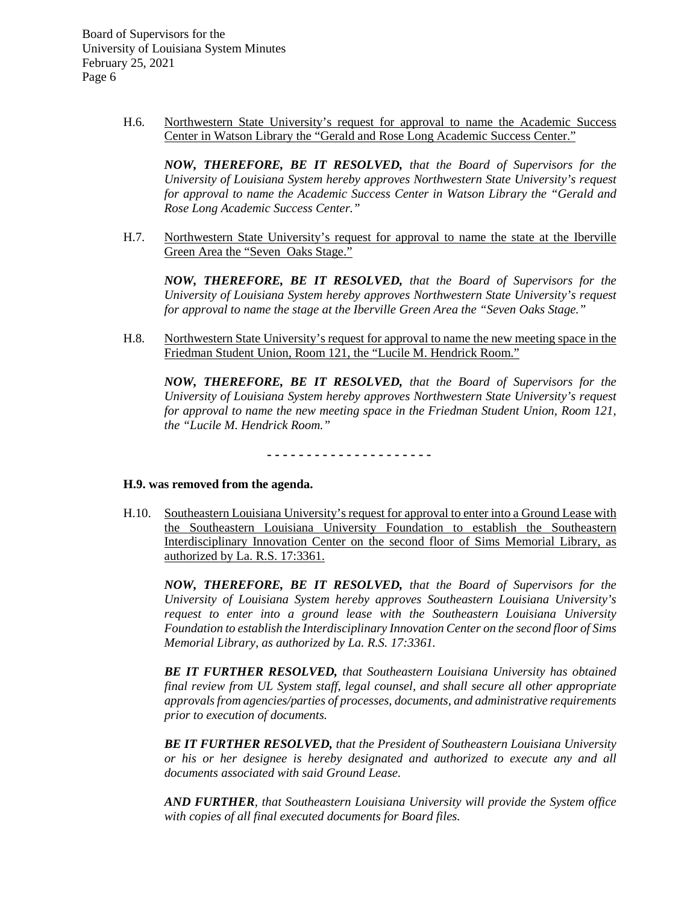H.6. Northwestern State University's request for approval to name the Academic Success Center in Watson Library the "Gerald and Rose Long Academic Success Center."

***NOW, THEREFORE, BE IT RESOLVED,*** *that the Board of Supervisors for the University of Louisiana System hereby approves Northwestern State University's request for approval to name the Academic Success Center in Watson Library the "Gerald and Rose Long Academic Success Center."*

H.7. Northwestern State University's request for approval to name the state at the Iberville Green Area the "Seven Oaks Stage."

***NOW, THEREFORE, BE IT RESOLVED,*** *that the Board of Supervisors for the University of Louisiana System hereby approves Northwestern State University's request for approval to name the stage at the Iberville Green Area the "Seven Oaks Stage."*

H.8. Northwestern State University's request for approval to name the new meeting space in the Friedman Student Union, Room 121, the "Lucile M. Hendrick Room."

***NOW, THEREFORE, BE IT RESOLVED,*** *that the Board of Supervisors for the University of Louisiana System hereby approves Northwestern State University's request for approval to name the new meeting space in the Friedman Student Union, Room 121, the "Lucile M. Hendrick Room."*

- - - - - - - - - - - - - - - - - - - - -

**H.9. was removed from the agenda.**

H.10. Southeastern Louisiana University's request for approval to enter into a Ground Lease with the Southeastern Louisiana University Foundation to establish the Southeastern Interdisciplinary Innovation Center on the second floor of Sims Memorial Library, as authorized by La. R.S. 17:3361.

***NOW, THEREFORE, BE IT RESOLVED,*** *that the Board of Supervisors for the University of Louisiana System hereby approves Southeastern Louisiana University's request to enter into a ground lease with the Southeastern Louisiana University Foundation to establish the Interdisciplinary Innovation Center on the second floor of Sims Memorial Library, as authorized by La. R.S. 17:3361.*

***BE IT FURTHER RESOLVED,*** *that Southeastern Louisiana University has obtained final review from UL System staff, legal counsel, and shall secure all other appropriate approvals from agencies/parties of processes, documents, and administrative requirements prior to execution of documents.*

***BE IT FURTHER RESOLVED,*** *that the President of Southeastern Louisiana University or his or her designee is hereby designated and authorized to execute any and all documents associated with said Ground Lease.*

***AND FURTHER****, that Southeastern Louisiana University will provide the System office with copies of all final executed documents for Board files.*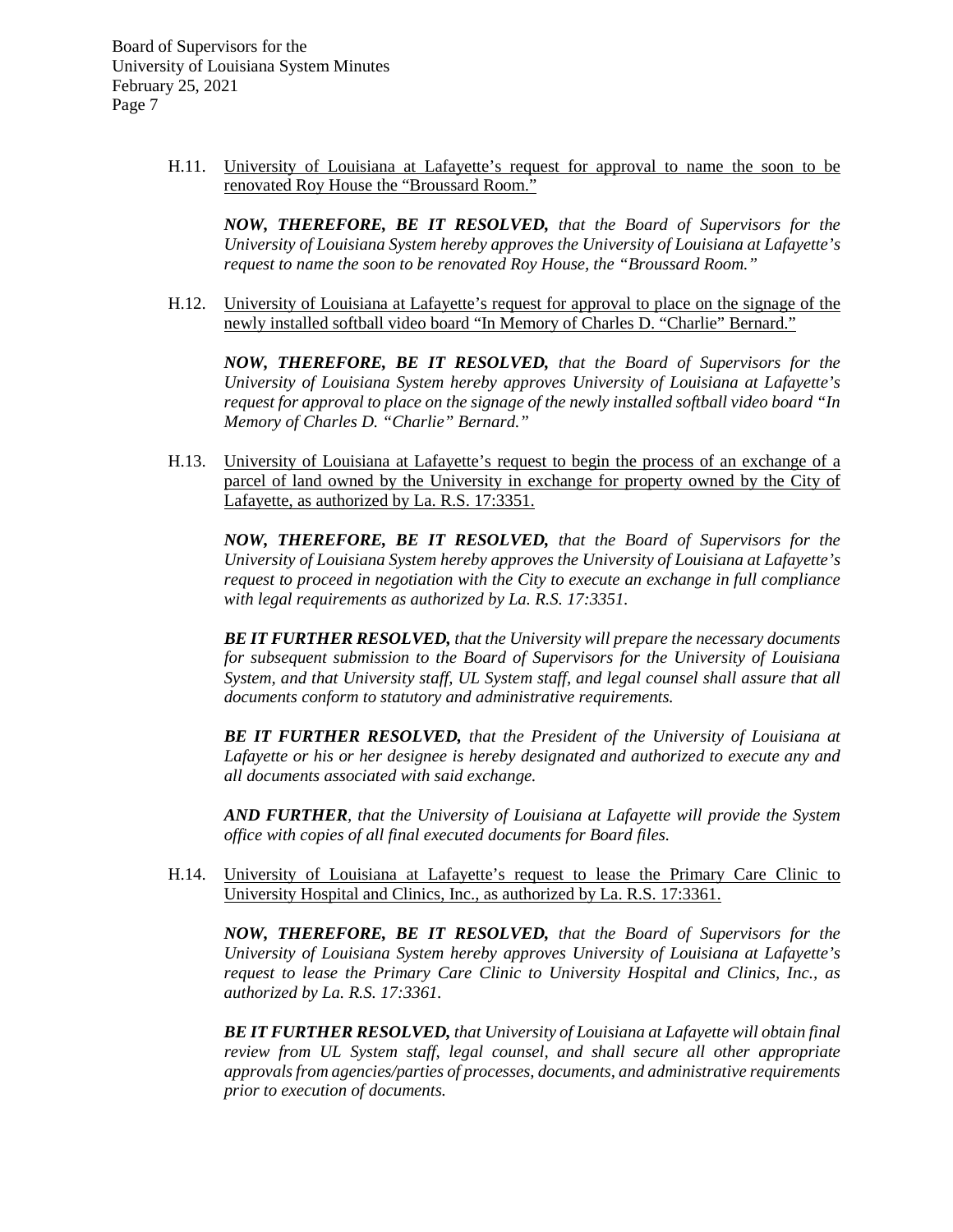H.11. University of Louisiana at Lafayette's request for approval to name the soon to be renovated Roy House the "Broussard Room."

***NOW, THEREFORE, BE IT RESOLVED,*** *that the Board of Supervisors for the University of Louisiana System hereby approves the University of Louisiana at Lafayette's request to name the soon to be renovated Roy House, the "Broussard Room."*

H.12. University of Louisiana at Lafayette's request for approval to place on the signage of the newly installed softball video board "In Memory of Charles D. "Charlie" Bernard."

***NOW, THEREFORE, BE IT RESOLVED,*** *that the Board of Supervisors for the University of Louisiana System hereby approves University of Louisiana at Lafayette's request for approval to place on the signage of the newly installed softball video board "In Memory of Charles D. "Charlie" Bernard."*

H.13. University of Louisiana at Lafayette's request to begin the process of an exchange of a parcel of land owned by the University in exchange for property owned by the City of Lafayette, as authorized by La. R.S. 17:3351.

***NOW, THEREFORE, BE IT RESOLVED,*** *that the Board of Supervisors for the University of Louisiana System hereby approves the University of Louisiana at Lafayette's request to proceed in negotiation with the City to execute an exchange in full compliance with legal requirements as authorized by La. R.S. 17:3351.*

***BE IT FURTHER RESOLVED,*** *that the University will prepare the necessary documents for subsequent submission to the Board of Supervisors for the University of Louisiana System, and that University staff, UL System staff, and legal counsel shall assure that all documents conform to statutory and administrative requirements.*

***BE IT FURTHER RESOLVED,*** *that the President of the University of Louisiana at Lafayette or his or her designee is hereby designated and authorized to execute any and all documents associated with said exchange.*

***AND FURTHER****, that the University of Louisiana at Lafayette will provide the System office with copies of all final executed documents for Board files.*

H.14. University of Louisiana at Lafayette's request to lease the Primary Care Clinic to University Hospital and Clinics, Inc., as authorized by La. R.S. 17:3361.

***NOW, THEREFORE, BE IT RESOLVED,*** *that the Board of Supervisors for the University of Louisiana System hereby approves University of Louisiana at Lafayette's request to lease the Primary Care Clinic to University Hospital and Clinics, Inc., as authorized by La. R.S. 17:3361.*

***BE IT FURTHER RESOLVED,*** *that University of Louisiana at Lafayette will obtain final review from UL System staff, legal counsel, and shall secure all other appropriate approvals from agencies/parties of processes, documents, and administrative requirements prior to execution of documents.*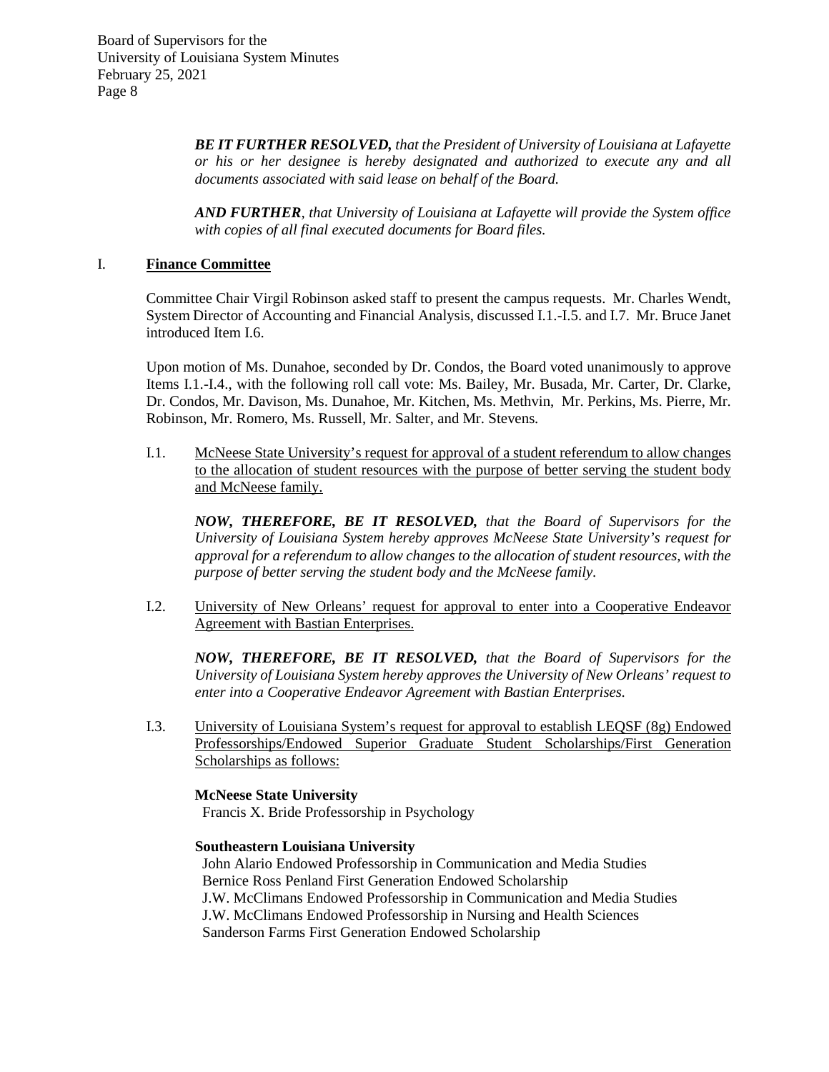***BE IT FURTHER RESOLVED,*** *that the President of University of Louisiana at Lafayette or his or her designee is hereby designated and authorized to execute any and all documents associated with said lease on behalf of the Board.*

***AND FURTHER****, that University of Louisiana at Lafayette will provide the System office with copies of all final executed documents for Board files.*

## I. <u>Finance Committee</u>

Committee Chair Virgil Robinson asked staff to present the campus requests. Mr. Charles Wendt, System Director of Accounting and Financial Analysis, discussed I.1.-I.5. and I.7. Mr. Bruce Janet introduced Item I.6.

Upon motion of Ms. Dunahoe, seconded by Dr. Condos, the Board voted unanimously to approve Items I.1.-I.4., with the following roll call vote: Ms. Bailey, Mr. Busada, Mr. Carter, Dr. Clarke, Dr. Condos, Mr. Davison, Ms. Dunahoe, Mr. Kitchen, Ms. Methvin, Mr. Perkins, Ms. Pierre, Mr. Robinson, Mr. Romero, Ms. Russell, Mr. Salter, and Mr. Stevens.

I.1. <u>McNeese State University's request for approval of a student referendum to allow changes to the allocation of student resources with the purpose of better serving the student body and McNeese family.</u>

***NOW, THEREFORE, BE IT RESOLVED,*** *that the Board of Supervisors for the University of Louisiana System hereby approves McNeese State University's request for approval for a referendum to allow changes to the allocation of student resources, with the purpose of better serving the student body and the McNeese family.*

I.2. <u>University of New Orleans' request for approval to enter into a Cooperative Endeavor Agreement with Bastian Enterprises.</u>

***NOW, THEREFORE, BE IT RESOLVED,*** *that the Board of Supervisors for the University of Louisiana System hereby approves the University of New Orleans' request to enter into a Cooperative Endeavor Agreement with Bastian Enterprises.*

I.3. <u>University of Louisiana System's request for approval to establish LEQSF (8g) Endowed Professorships/Endowed Superior Graduate Student Scholarships/First Generation Scholarships as follows:</u>

**McNeese State University**
Francis X. Bride Professorship in Psychology

**Southeastern Louisiana University**
John Alario Endowed Professorship in Communication and Media Studies
Bernice Ross Penland First Generation Endowed Scholarship
J.W. McClimans Endowed Professorship in Communication and Media Studies
J.W. McClimans Endowed Professorship in Nursing and Health Sciences
Sanderson Farms First Generation Endowed Scholarship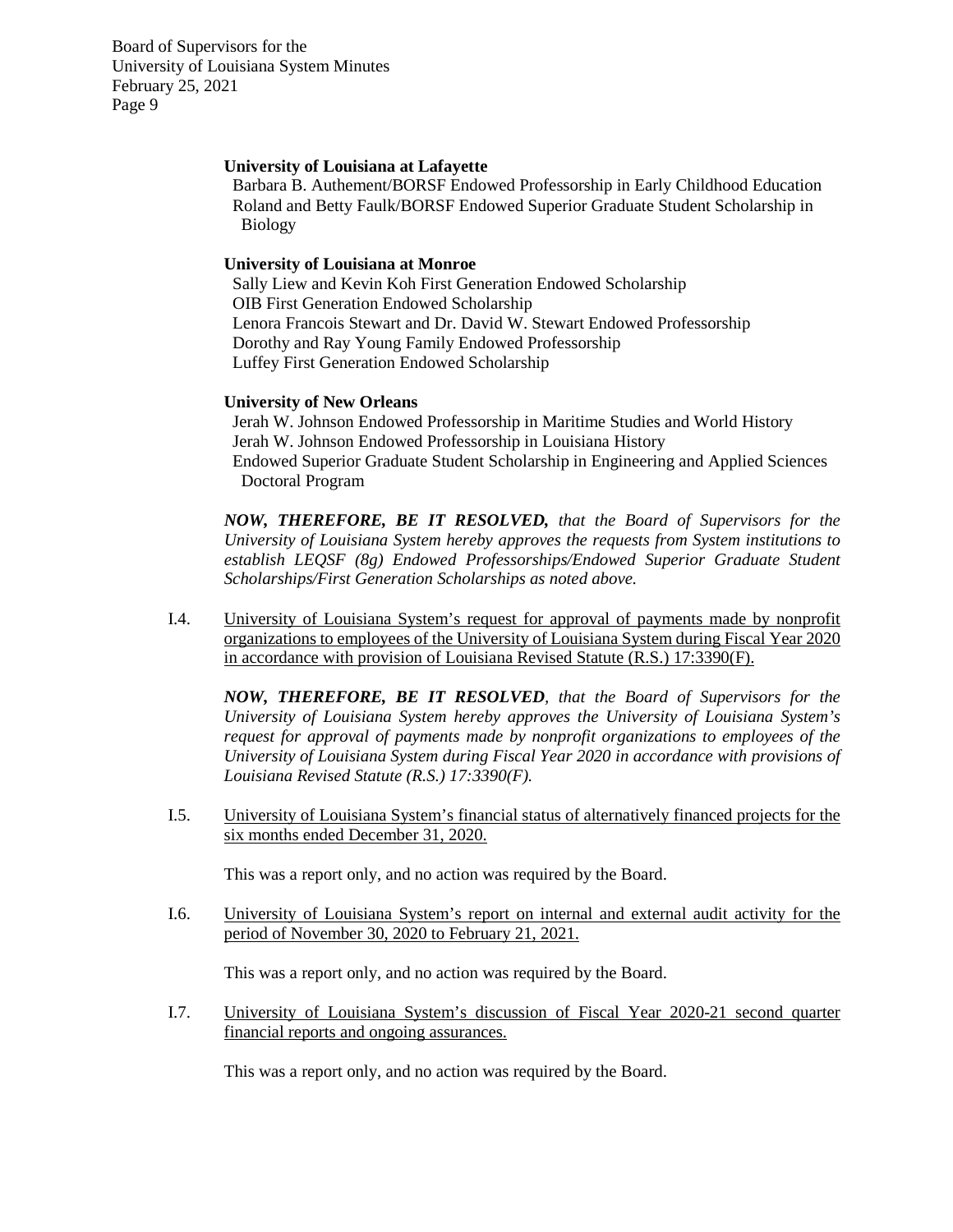**University of Louisiana at Lafayette**

Barbara B. Authement/BORSF Endowed Professorship in Early Childhood Education
Roland and Betty Faulk/BORSF Endowed Superior Graduate Student Scholarship in Biology

**University of Louisiana at Monroe**

Sally Liew and Kevin Koh First Generation Endowed Scholarship
OIB First Generation Endowed Scholarship
Lenora Francois Stewart and Dr. David W. Stewart Endowed Professorship
Dorothy and Ray Young Family Endowed Professorship
Luffey First Generation Endowed Scholarship

**University of New Orleans**

Jerah W. Johnson Endowed Professorship in Maritime Studies and World History
Jerah W. Johnson Endowed Professorship in Louisiana History
Endowed Superior Graduate Student Scholarship in Engineering and Applied Sciences Doctoral Program

***NOW, THEREFORE, BE IT RESOLVED,*** *that the Board of Supervisors for the University of Louisiana System hereby approves the requests from System institutions to establish LEQSF (8g) Endowed Professorships/Endowed Superior Graduate Student Scholarships/First Generation Scholarships as noted above.*

I.4. <u>University of Louisiana System's request for approval of payments made by nonprofit organizations to employees of the University of Louisiana System during Fiscal Year 2020 in accordance with provision of Louisiana Revised Statute (R.S.) 17:3390(F).</u>

***NOW, THEREFORE, BE IT RESOLVED****, that the Board of Supervisors for the University of Louisiana System hereby approves the University of Louisiana System's request for approval of payments made by nonprofit organizations to employees of the University of Louisiana System during Fiscal Year 2020 in accordance with provisions of Louisiana Revised Statute (R.S.) 17:3390(F).*

I.5. <u>University of Louisiana System's financial status of alternatively financed projects for the six months ended December 31, 2020.</u>

This was a report only, and no action was required by the Board.

I.6. <u>University of Louisiana System's report on internal and external audit activity for the period of November 30, 2020 to February 21, 2021.</u>

This was a report only, and no action was required by the Board.

I.7. <u>University of Louisiana System's discussion of Fiscal Year 2020-21 second quarter financial reports and ongoing assurances.</u>

This was a report only, and no action was required by the Board.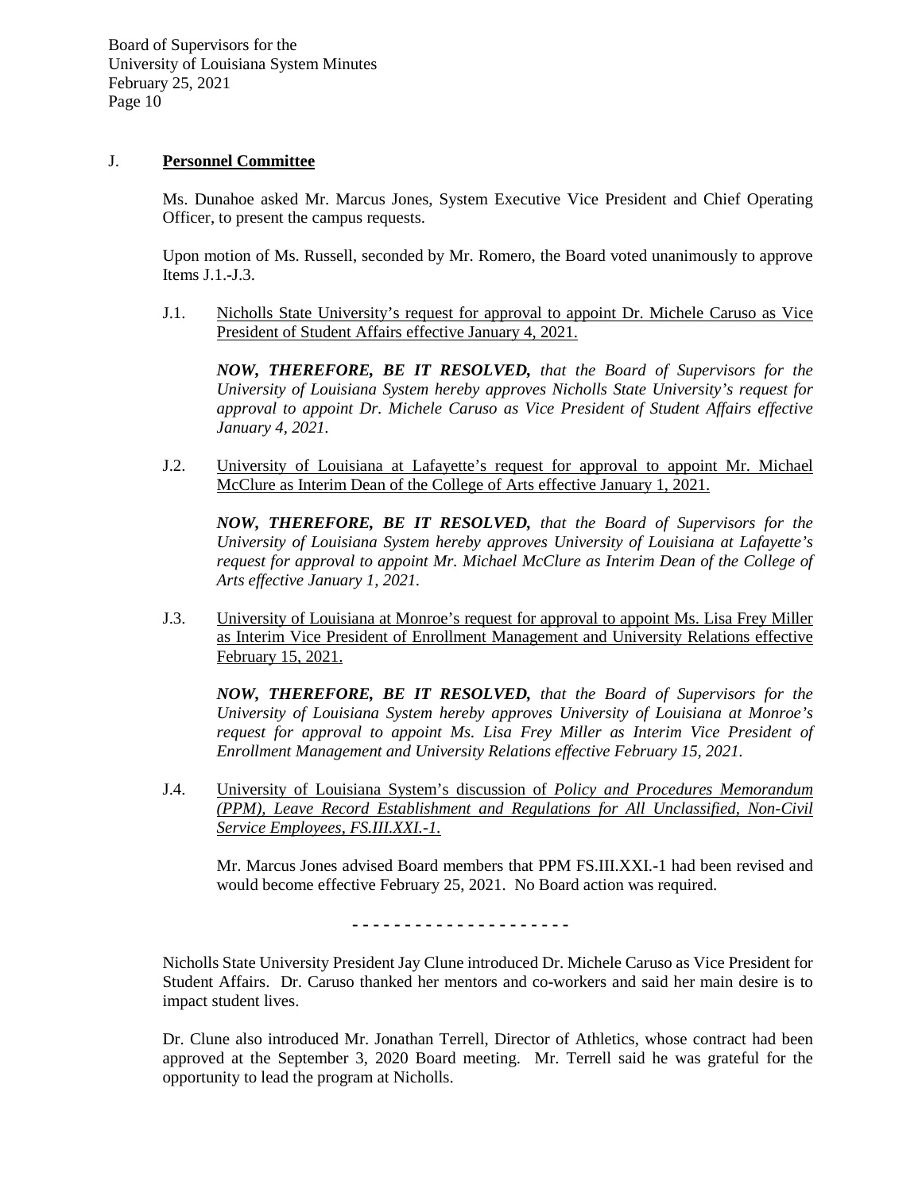## J. **Personnel Committee**

Ms. Dunahoe asked Mr. Marcus Jones, System Executive Vice President and Chief Operating Officer, to present the campus requests.

Upon motion of Ms. Russell, seconded by Mr. Romero, the Board voted unanimously to approve Items J.1.-J.3.

J.1. Nicholls State University's request for approval to appoint Dr. Michele Caruso as Vice President of Student Affairs effective January 4, 2021.

***NOW, THEREFORE, BE IT RESOLVED,*** *that the Board of Supervisors for the University of Louisiana System hereby approves Nicholls State University's request for approval to appoint Dr. Michele Caruso as Vice President of Student Affairs effective January 4, 2021.*

J.2. University of Louisiana at Lafayette's request for approval to appoint Mr. Michael McClure as Interim Dean of the College of Arts effective January 1, 2021.

***NOW, THEREFORE, BE IT RESOLVED,*** *that the Board of Supervisors for the University of Louisiana System hereby approves University of Louisiana at Lafayette's request for approval to appoint Mr. Michael McClure as Interim Dean of the College of Arts effective January 1, 2021.*

J.3. University of Louisiana at Monroe's request for approval to appoint Ms. Lisa Frey Miller as Interim Vice President of Enrollment Management and University Relations effective February 15, 2021.

***NOW, THEREFORE, BE IT RESOLVED,*** *that the Board of Supervisors for the University of Louisiana System hereby approves University of Louisiana at Monroe's request for approval to appoint Ms. Lisa Frey Miller as Interim Vice President of Enrollment Management and University Relations effective February 15, 2021.*

J.4. University of Louisiana System's discussion of *Policy and Procedures Memorandum (PPM), Leave Record Establishment and Regulations for All Unclassified, Non-Civil Service Employees, FS.III.XXI.-1.*

Mr. Marcus Jones advised Board members that PPM FS.III.XXI.-1 had been revised and would become effective February 25, 2021. No Board action was required.

- - - - - - - - - - - - - - - - - - - - -

Nicholls State University President Jay Clune introduced Dr. Michele Caruso as Vice President for Student Affairs. Dr. Caruso thanked her mentors and co-workers and said her main desire is to impact student lives.

Dr. Clune also introduced Mr. Jonathan Terrell, Director of Athletics, whose contract had been approved at the September 3, 2020 Board meeting. Mr. Terrell said he was grateful for the opportunity to lead the program at Nicholls.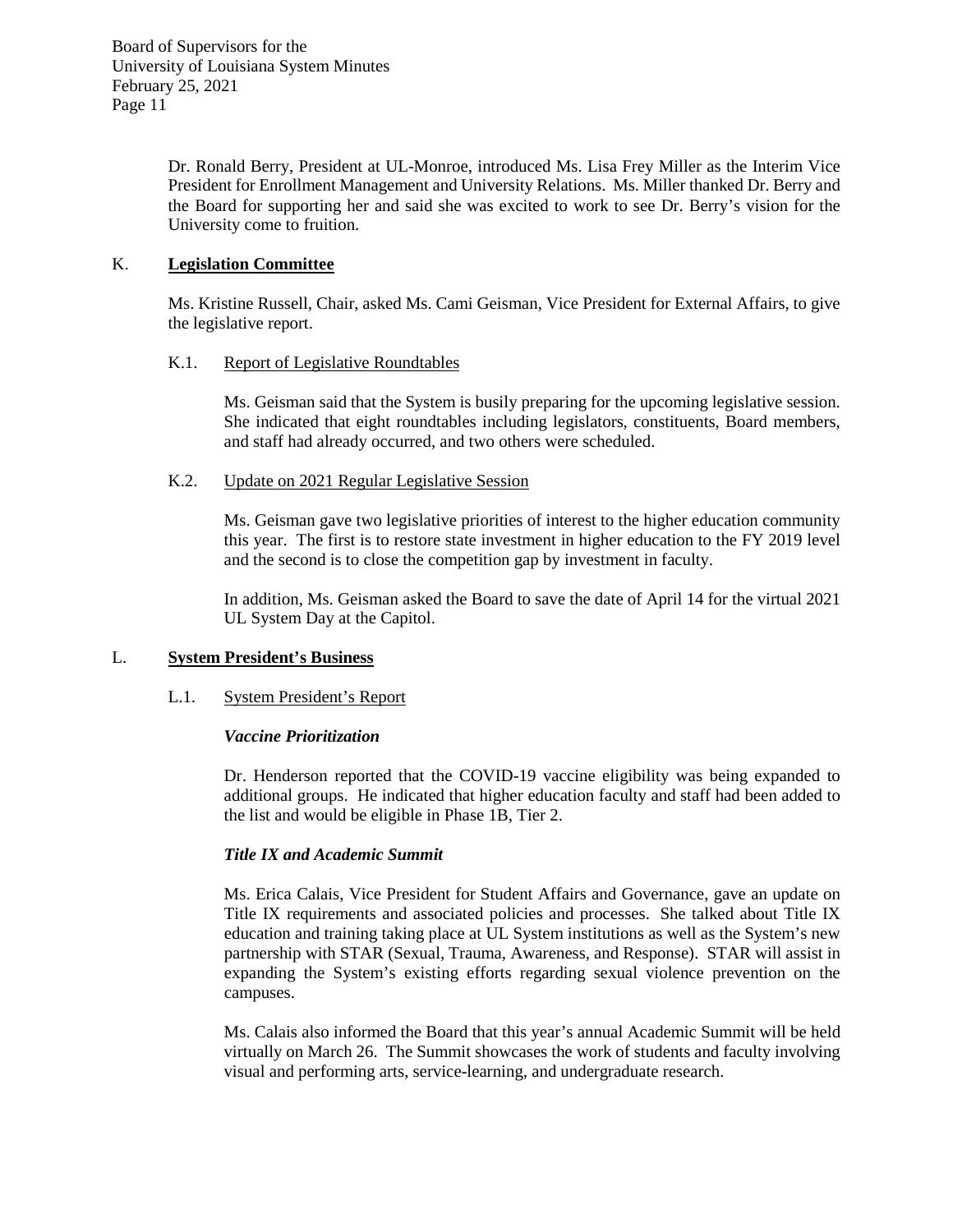Dr. Ronald Berry, President at UL-Monroe, introduced Ms. Lisa Frey Miller as the Interim Vice President for Enrollment Management and University Relations. Ms. Miller thanked Dr. Berry and the Board for supporting her and said she was excited to work to see Dr. Berry's vision for the University come to fruition.

## K. **Legislation Committee**

Ms. Kristine Russell, Chair, asked Ms. Cami Geisman, Vice President for External Affairs, to give the legislative report.

### K.1. Report of Legislative Roundtables

Ms. Geisman said that the System is busily preparing for the upcoming legislative session. She indicated that eight roundtables including legislators, constituents, Board members, and staff had already occurred, and two others were scheduled.

### K.2. Update on 2021 Regular Legislative Session

Ms. Geisman gave two legislative priorities of interest to the higher education community this year. The first is to restore state investment in higher education to the FY 2019 level and the second is to close the competition gap by investment in faculty.

In addition, Ms. Geisman asked the Board to save the date of April 14 for the virtual 2021 UL System Day at the Capitol.

## L. **System President's Business**

### L.1. System President's Report

***Vaccine Prioritization***

Dr. Henderson reported that the COVID-19 vaccine eligibility was being expanded to additional groups. He indicated that higher education faculty and staff had been added to the list and would be eligible in Phase 1B, Tier 2.

***Title IX and Academic Summit***

Ms. Erica Calais, Vice President for Student Affairs and Governance, gave an update on Title IX requirements and associated policies and processes. She talked about Title IX education and training taking place at UL System institutions as well as the System's new partnership with STAR (Sexual, Trauma, Awareness, and Response). STAR will assist in expanding the System's existing efforts regarding sexual violence prevention on the campuses.

Ms. Calais also informed the Board that this year's annual Academic Summit will be held virtually on March 26. The Summit showcases the work of students and faculty involving visual and performing arts, service-learning, and undergraduate research.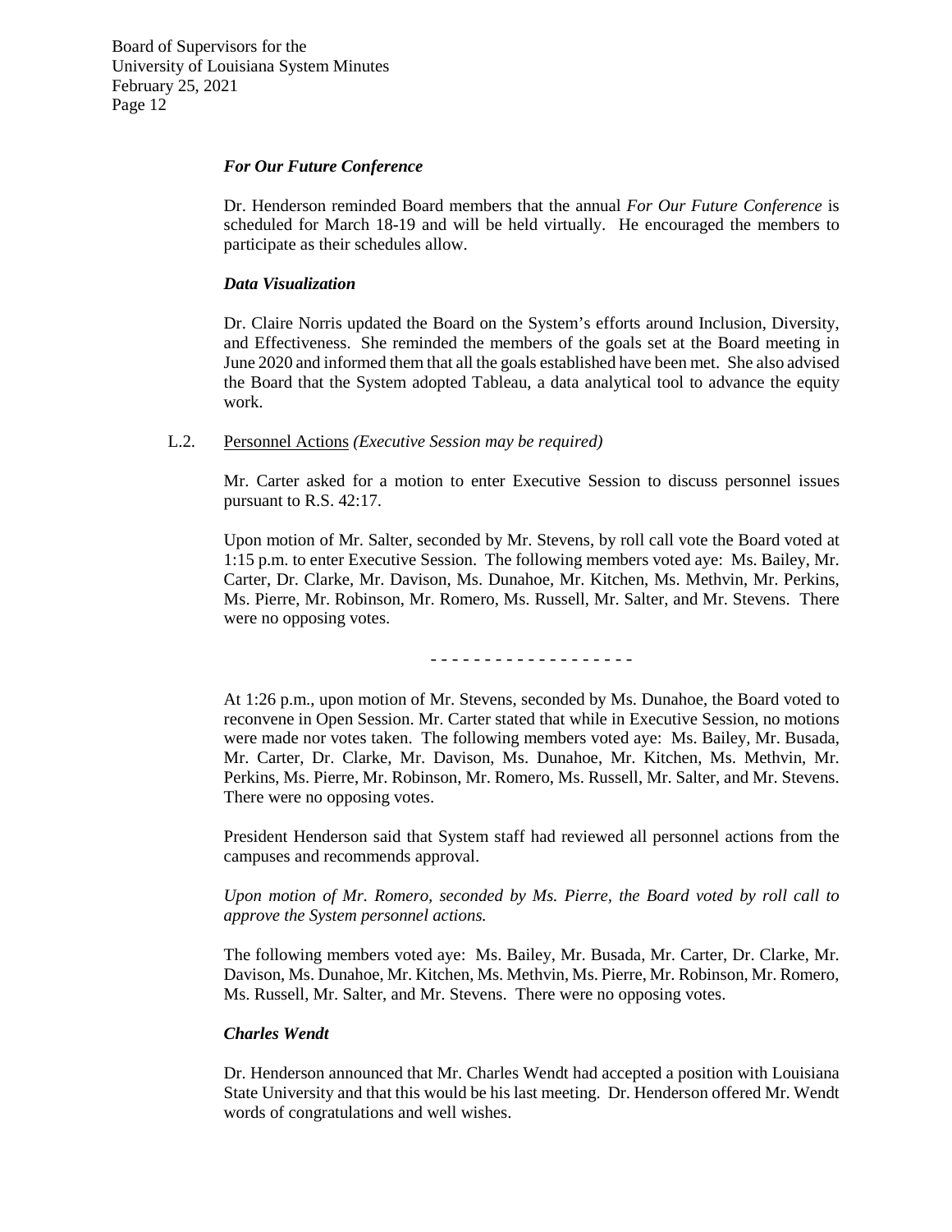***For Our Future Conference***

Dr. Henderson reminded Board members that the annual *For Our Future Conference* is scheduled for March 18-19 and will be held virtually. He encouraged the members to participate as their schedules allow.

***Data Visualization***

Dr. Claire Norris updated the Board on the System's efforts around Inclusion, Diversity, and Effectiveness. She reminded the members of the goals set at the Board meeting in June 2020 and informed them that all the goals established have been met. She also advised the Board that the System adopted Tableau, a data analytical tool to advance the equity work.

L.2. Personnel Actions *(Executive Session may be required)*

Mr. Carter asked for a motion to enter Executive Session to discuss personnel issues pursuant to R.S. 42:17.

Upon motion of Mr. Salter, seconded by Mr. Stevens, by roll call vote the Board voted at 1:15 p.m. to enter Executive Session. The following members voted aye: Ms. Bailey, Mr. Carter, Dr. Clarke, Mr. Davison, Ms. Dunahoe, Mr. Kitchen, Ms. Methvin, Mr. Perkins, Ms. Pierre, Mr. Robinson, Mr. Romero, Ms. Russell, Mr. Salter, and Mr. Stevens. There were no opposing votes.

- - - - - - - - - - - - - - - - - - -

At 1:26 p.m., upon motion of Mr. Stevens, seconded by Ms. Dunahoe, the Board voted to reconvene in Open Session. Mr. Carter stated that while in Executive Session, no motions were made nor votes taken. The following members voted aye: Ms. Bailey, Mr. Busada, Mr. Carter, Dr. Clarke, Mr. Davison, Ms. Dunahoe, Mr. Kitchen, Ms. Methvin, Mr. Perkins, Ms. Pierre, Mr. Robinson, Mr. Romero, Ms. Russell, Mr. Salter, and Mr. Stevens. There were no opposing votes.

President Henderson said that System staff had reviewed all personnel actions from the campuses and recommends approval.

*Upon motion of Mr. Romero, seconded by Ms. Pierre, the Board voted by roll call to approve the System personnel actions.*

The following members voted aye: Ms. Bailey, Mr. Busada, Mr. Carter, Dr. Clarke, Mr. Davison, Ms. Dunahoe, Mr. Kitchen, Ms. Methvin, Ms. Pierre, Mr. Robinson, Mr. Romero, Ms. Russell, Mr. Salter, and Mr. Stevens. There were no opposing votes.

***Charles Wendt***

Dr. Henderson announced that Mr. Charles Wendt had accepted a position with Louisiana State University and that this would be his last meeting. Dr. Henderson offered Mr. Wendt words of congratulations and well wishes.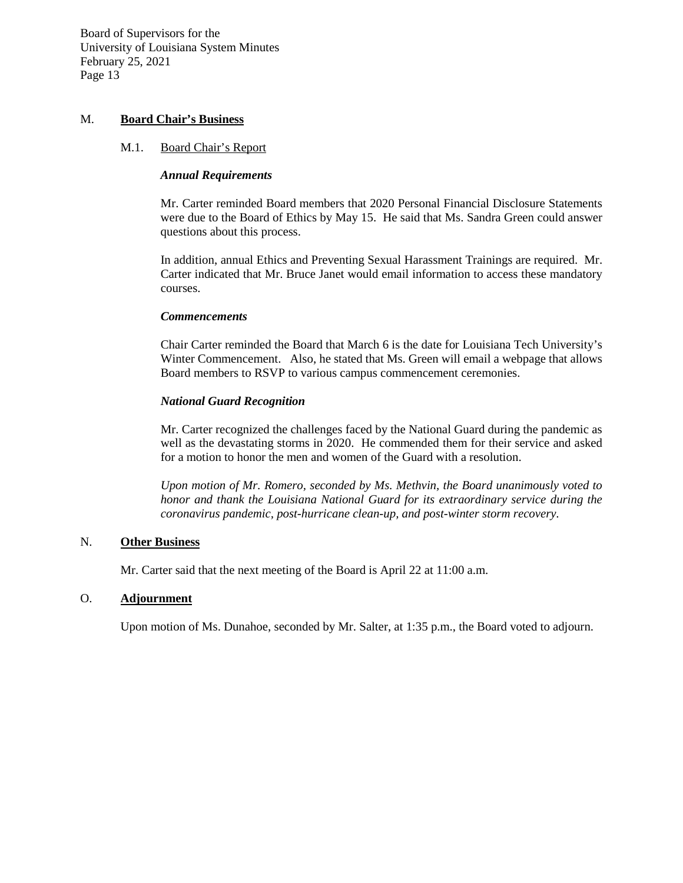## M. **Board Chair's Business**

### M.1. Board Chair's Report

***Annual Requirements***

Mr. Carter reminded Board members that 2020 Personal Financial Disclosure Statements were due to the Board of Ethics by May 15. He said that Ms. Sandra Green could answer questions about this process.

In addition, annual Ethics and Preventing Sexual Harassment Trainings are required. Mr. Carter indicated that Mr. Bruce Janet would email information to access these mandatory courses.

***Commencements***

Chair Carter reminded the Board that March 6 is the date for Louisiana Tech University's Winter Commencement. Also, he stated that Ms. Green will email a webpage that allows Board members to RSVP to various campus commencement ceremonies.

***National Guard Recognition***

Mr. Carter recognized the challenges faced by the National Guard during the pandemic as well as the devastating storms in 2020. He commended them for their service and asked for a motion to honor the men and women of the Guard with a resolution.

*Upon motion of Mr. Romero, seconded by Ms. Methvin, the Board unanimously voted to honor and thank the Louisiana National Guard for its extraordinary service during the coronavirus pandemic, post-hurricane clean-up, and post-winter storm recovery.*

## N. **Other Business**

Mr. Carter said that the next meeting of the Board is April 22 at 11:00 a.m.

## O. **Adjournment**

Upon motion of Ms. Dunahoe, seconded by Mr. Salter, at 1:35 p.m., the Board voted to adjourn.